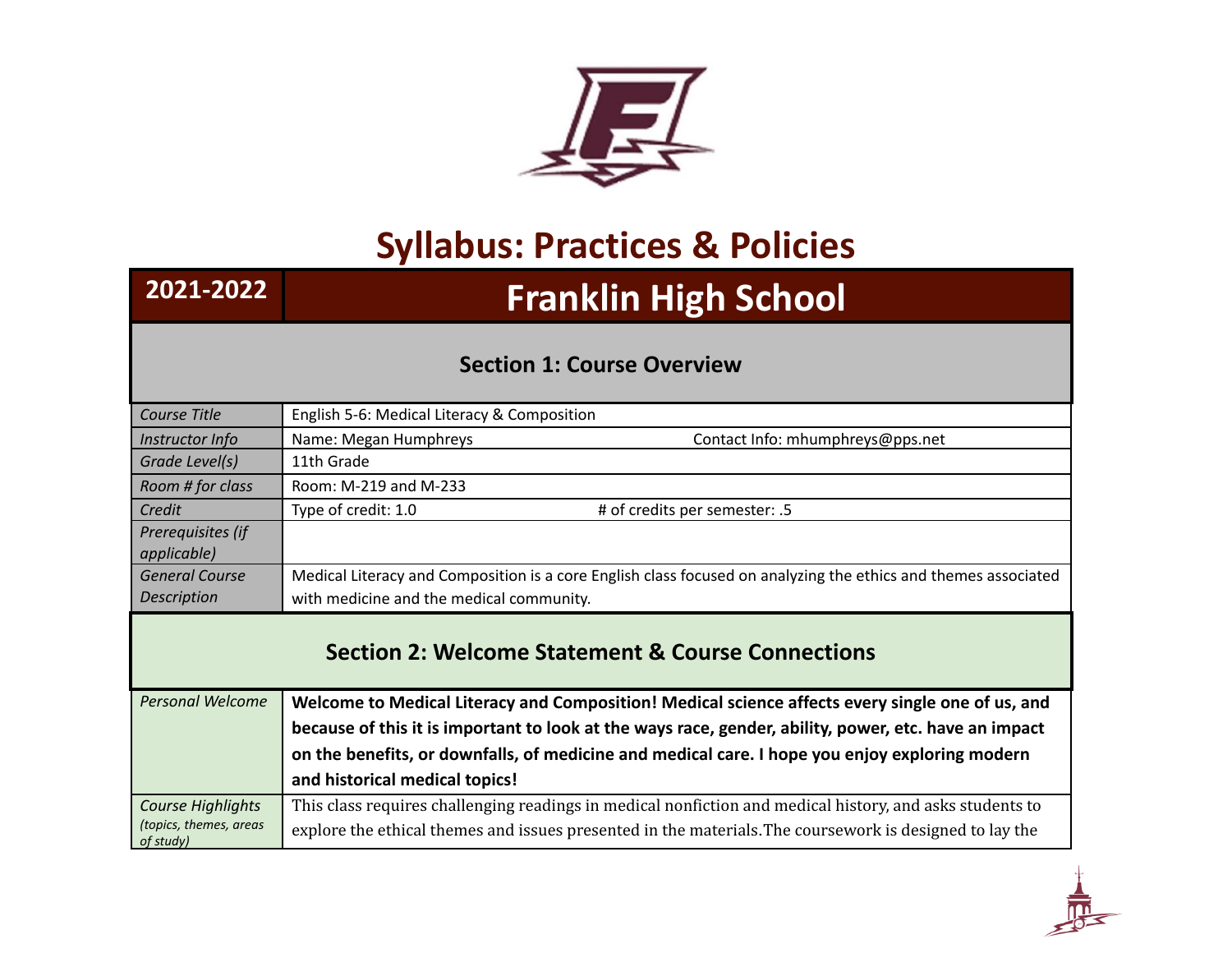# Syllabus: Practices & Policies

| 2021-2022 | Franklin High School |
|---|---|

## Section 1: Course Overview

| | | |
|---|---|---|
| *Course Title* | English 5-6: Medical Literacy & Composition | |
| *Instructor Info* | Name: Megan Humphreys | Contact Info: mhumphreys@pps.net |
| *Grade Level(s)* | 11th Grade | |
| *Room # for class* | Room: M-219 and M-233 | |
| *Credit* | Type of credit: 1.0 | # of credits per semester: .5 |
| *Prerequisites (if applicable)* | | |
| *General Course Description* | Medical Literacy and Composition is a core English class focused on analyzing the ethics and themes associated with medicine and the medical community. | |

## Section 2: Welcome Statement & Course Connections

| | |
|---|---|
| *Personal Welcome* | **Welcome to Medical Literacy and Composition! Medical science affects every single one of us, and because of this it is important to look at the ways race, gender, ability, power, etc. have an impact on the benefits, or downfalls, of medicine and medical care. I hope you enjoy exploring modern and historical medical topics!** |
| *Course Highlights (topics, themes, areas of study)* | This class requires challenging readings in medical nonfiction and medical history, and asks students to explore the ethical themes and issues presented in the materials.The coursework is designed to lay the |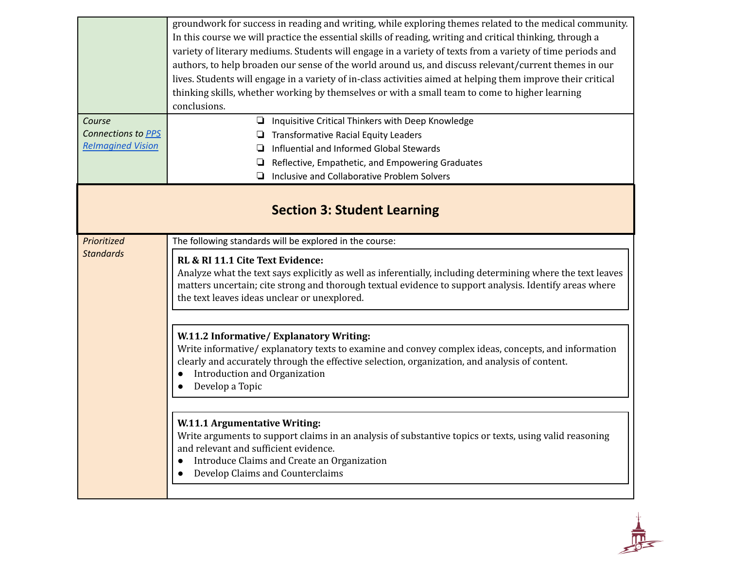| | |
|---|---|
| | groundwork for success in reading and writing, while exploring themes related to the medical community. In this course we will practice the essential skills of reading, writing and critical thinking, through a variety of literary mediums. Students will engage in a variety of texts from a variety of time periods and authors, to help broaden our sense of the world around us, and discuss relevant/current themes in our lives. Students will engage in a variety of in-class activities aimed at helping them improve their critical thinking skills, whether working by themselves or with a small team to come to higher learning conclusions. |
| *Course Connections to [PPS ReImagined Vision]()* | ❏ Inquisitive Critical Thinkers with Deep Knowledge<br>❏ Transformative Racial Equity Leaders<br>❏ Influential and Informed Global Stewards<br>❏ Reflective, Empathetic, and Empowering Graduates<br>❏ Inclusive and Collaborative Problem Solvers |

## Section 3: Student Learning

| | |
|---|---|
| *Prioritized Standards* | The following standards will be explored in the course:<br><br>**RL & RI 11.1 Cite Text Evidence:**<br>Analyze what the text says explicitly as well as inferentially, including determining where the text leaves matters uncertain; cite strong and thorough textual evidence to support analysis. Identify areas where the text leaves ideas unclear or unexplored.<br><br>**W.11.2 Informative/ Explanatory Writing:**<br>Write informative/ explanatory texts to examine and convey complex ideas, concepts, and information clearly and accurately through the effective selection, organization, and analysis of content.<br>● Introduction and Organization<br>● Develop a Topic<br><br>**W.11.1 Argumentative Writing:**<br>Write arguments to support claims in an analysis of substantive topics or texts, using valid reasoning and relevant and sufficient evidence.<br>● Introduce Claims and Create an Organization<br>● Develop Claims and Counterclaims |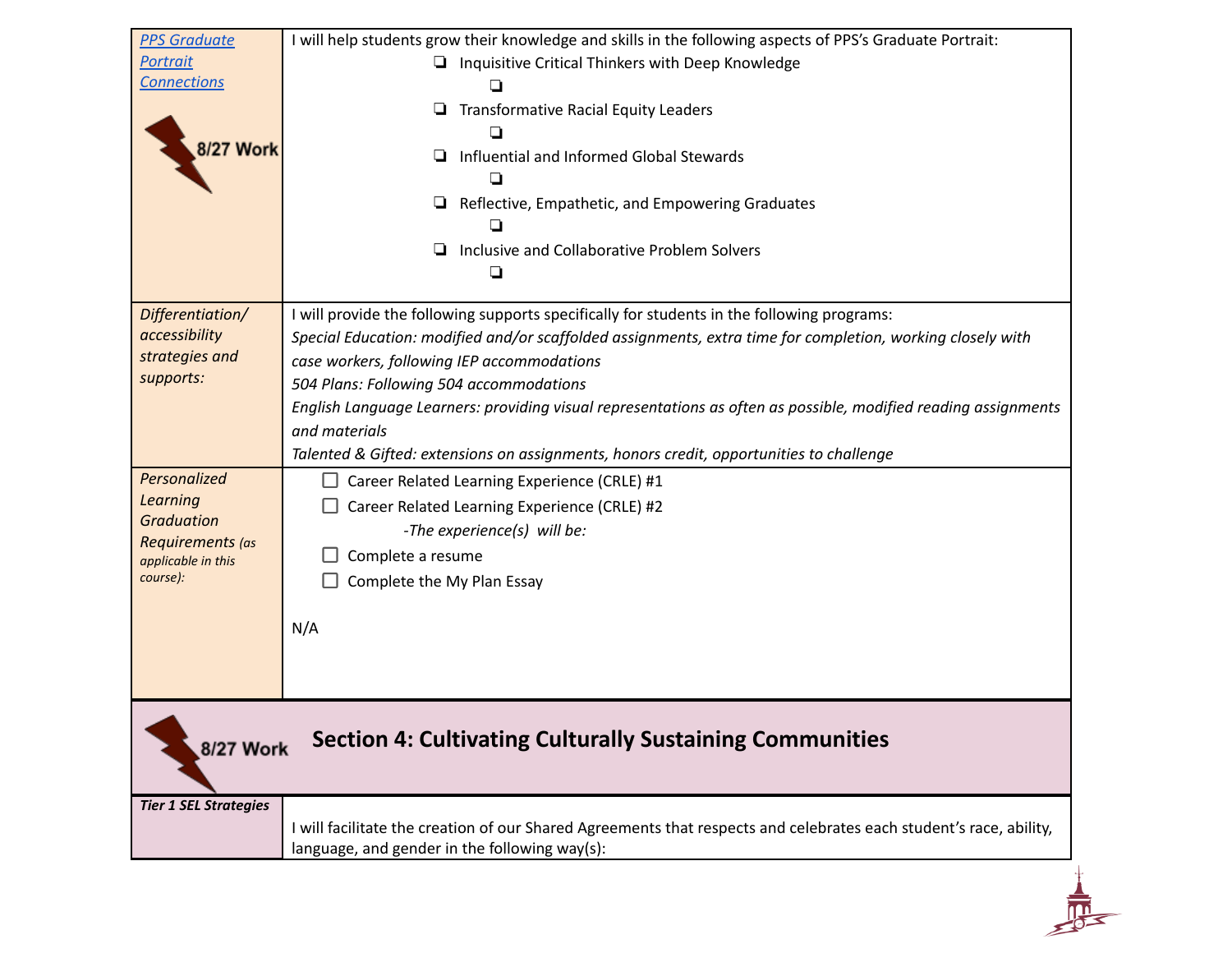| | |
|---|---|
| *[PPS Graduate Portrait Connections]()* <br><br> 8/27 Work | I will help students grow their knowledge and skills in the following aspects of PPS's Graduate Portrait:<br>❏ Inquisitive Critical Thinkers with Deep Knowledge<br>  ❏<br>❏ Transformative Racial Equity Leaders<br>  ❏<br>❏ Influential and Informed Global Stewards<br>  ❏<br>❏ Reflective, Empathetic, and Empowering Graduates<br>  ❏<br>❏ Inclusive and Collaborative Problem Solvers<br>  ❏ |
| *Differentiation/ accessibility strategies and supports:* | I will provide the following supports specifically for students in the following programs:<br>*Special Education: modified and/or scaffolded assignments, extra time for completion, working closely with case workers, following IEP accommodations*<br>*504 Plans: Following 504 accommodations*<br>*English Language Learners: providing visual representations as often as possible, modified reading assignments and materials*<br>*Talented & Gifted: extensions on assignments, honors credit, opportunities to challenge* |
| *Personalized Learning Graduation Requirements (as applicable in this course):* | ☐ Career Related Learning Experience (CRLE) #1<br>☐ Career Related Learning Experience (CRLE) #2<br>  *-The experience(s) will be:*<br>☐ Complete a resume<br>☐ Complete the My Plan Essay<br><br>N/A |

8/27 Work

## Section 4: Cultivating Culturally Sustaining Communities

| | |
|---|---|
| ***Tier 1 SEL Strategies*** | I will facilitate the creation of our Shared Agreements that respects and celebrates each student's race, ability, language, and gender in the following way(s): |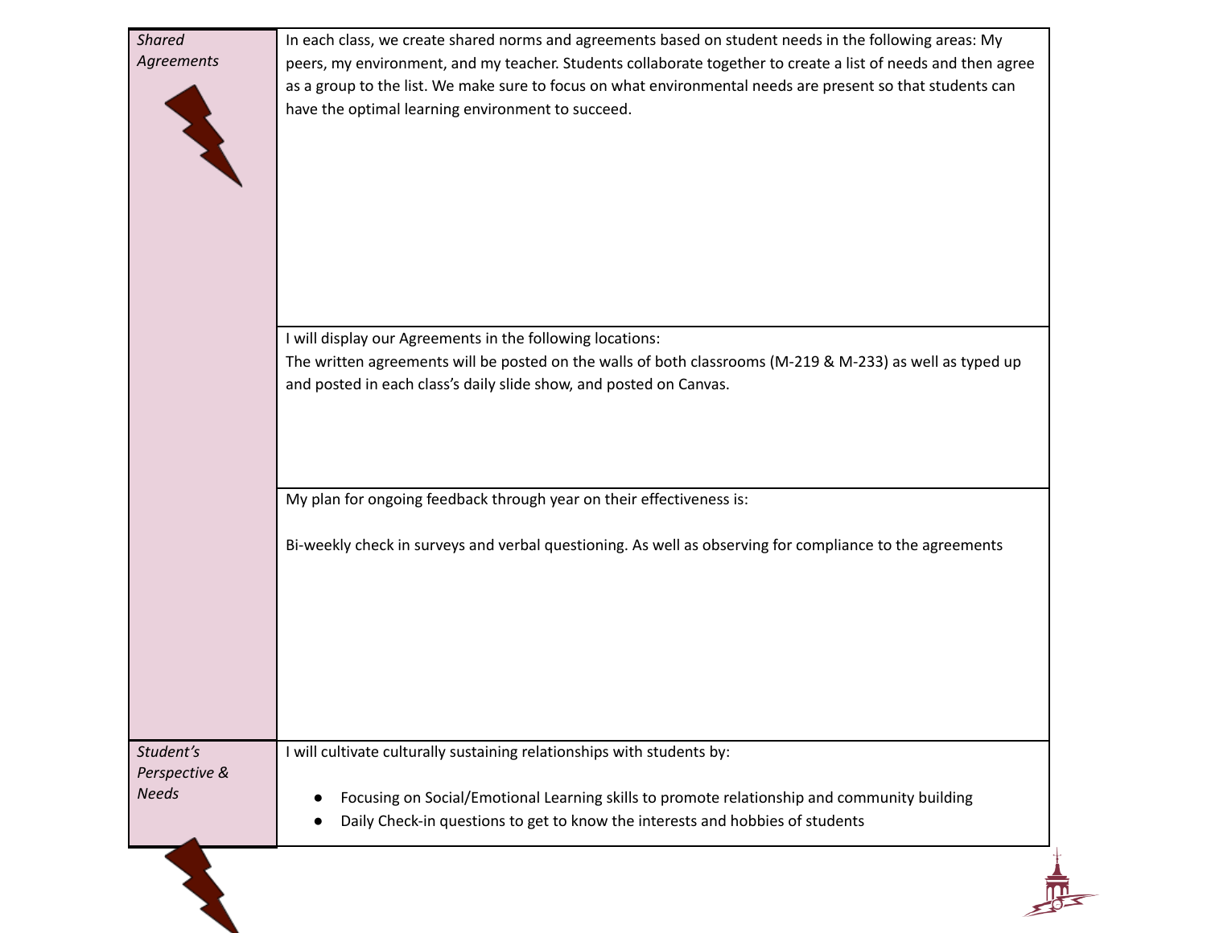| | |
|---|---|
| *Shared Agreements* | In each class, we create shared norms and agreements based on student needs in the following areas: My peers, my environment, and my teacher. Students collaborate together to create a list of needs and then agree as a group to the list. We make sure to focus on what environmental needs are present so that students can have the optimal learning environment to succeed. |
| | I will display our Agreements in the following locations:<br>The written agreements will be posted on the walls of both classrooms (M-219 & M-233) as well as typed up and posted in each class's daily slide show, and posted on Canvas. |
| | My plan for ongoing feedback through year on their effectiveness is:<br><br>Bi-weekly check in surveys and verbal questioning. As well as observing for compliance to the agreements |
| *Student's Perspective & Needs* | I will cultivate culturally sustaining relationships with students by:<br><br>● Focusing on Social/Emotional Learning skills to promote relationship and community building<br>● Daily Check-in questions to get to know the interests and hobbies of students |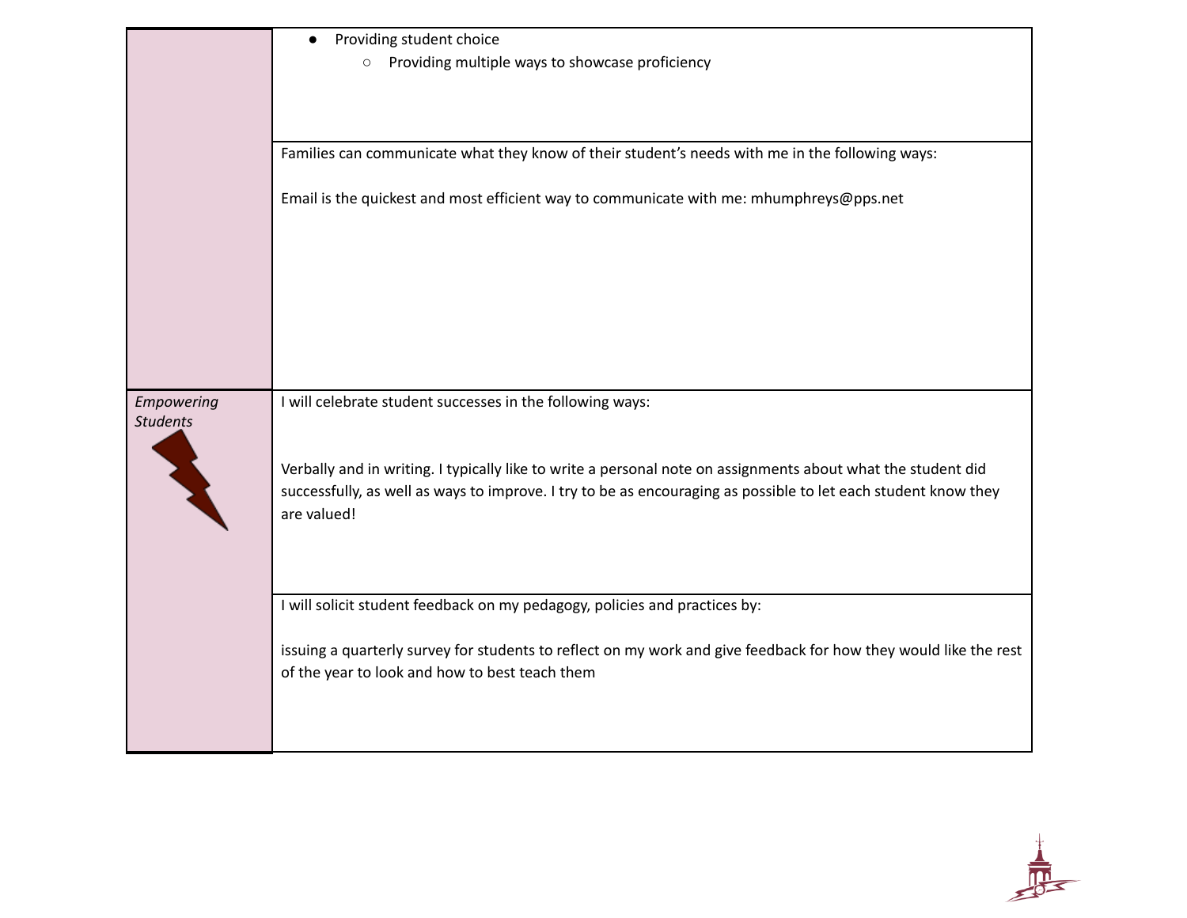| | |
|---|---|
| | <ul><li>Providing student choice<ul><li>Providing multiple ways to showcase proficiency</li></ul></li></ul> |
| | Families can communicate what they know of their student's needs with me in the following ways:<br><br>Email is the quickest and most efficient way to communicate with me: mhumphreys@pps.net |
| *Empowering Students* | I will celebrate student successes in the following ways:<br><br>Verbally and in writing. I typically like to write a personal note on assignments about what the student did successfully, as well as ways to improve. I try to be as encouraging as possible to let each student know they are valued! |
| | I will solicit student feedback on my pedagogy, policies and practices by:<br><br>issuing a quarterly survey for students to reflect on my work and give feedback for how they would like the rest of the year to look and how to best teach them |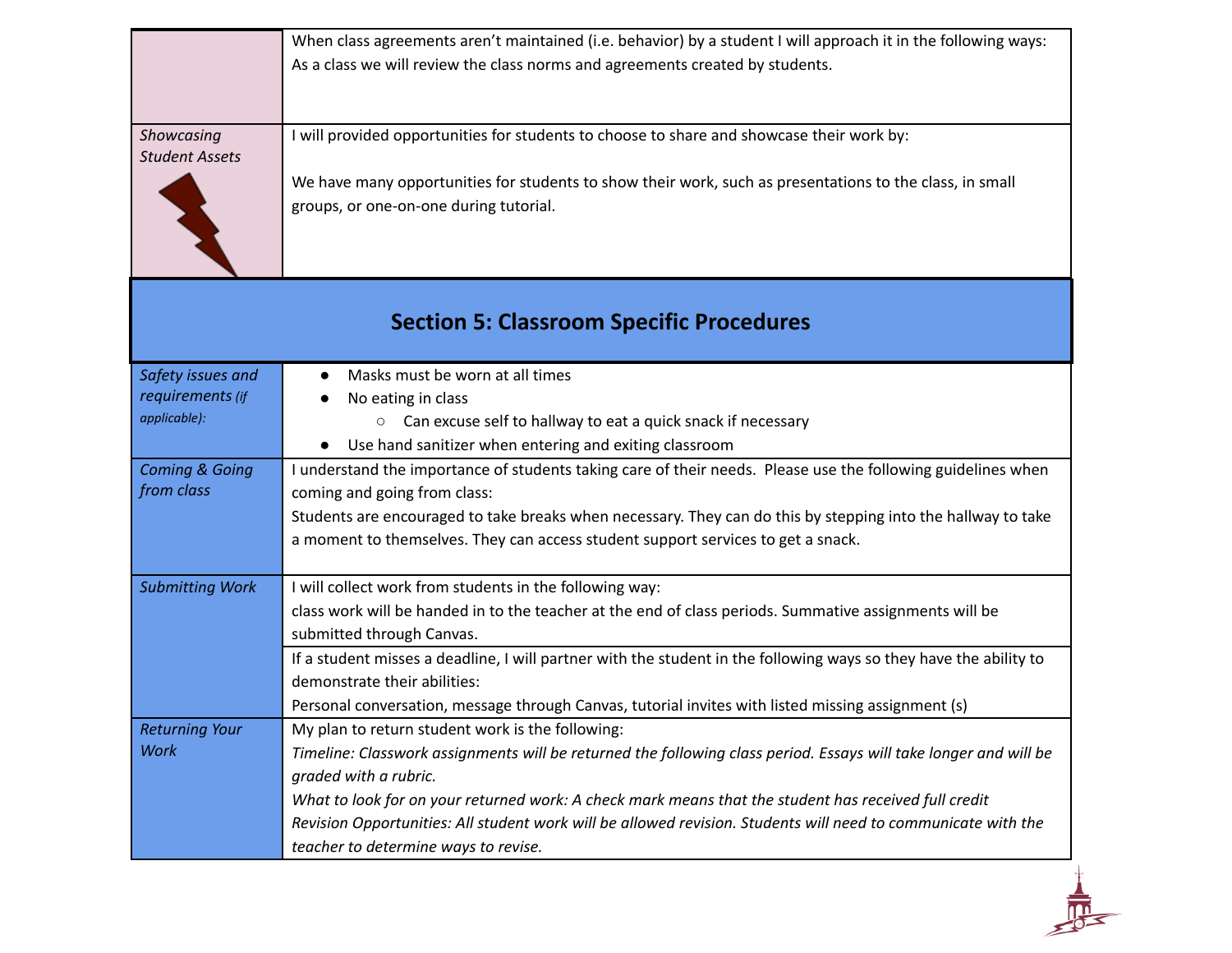| | |
|---|---|
| | When class agreements aren't maintained (i.e. behavior) by a student I will approach it in the following ways:<br>As a class we will review the class norms and agreements created by students. |
| *Showcasing Student Assets* | I will provided opportunities for students to choose to share and showcase their work by:<br><br>We have many opportunities for students to show their work, such as presentations to the class, in small groups, or one-on-one during tutorial. |

## Section 5: Classroom Specific Procedures

| | |
|---|---|
| *Safety issues and requirements (if applicable):* | • Masks must be worn at all times<br>• No eating in class<br>  ○ Can excuse self to hallway to eat a quick snack if necessary<br>• Use hand sanitizer when entering and exiting classroom |
| *Coming & Going from class* | I understand the importance of students taking care of their needs. Please use the following guidelines when coming and going from class:<br>Students are encouraged to take breaks when necessary. They can do this by stepping into the hallway to take a moment to themselves. They can access student support services to get a snack. |
| *Submitting Work* | I will collect work from students in the following way:<br>class work will be handed in to the teacher at the end of class periods. Summative assignments will be submitted through Canvas. |
| | If a student misses a deadline, I will partner with the student in the following ways so they have the ability to demonstrate their abilities:<br>Personal conversation, message through Canvas, tutorial invites with listed missing assignment (s) |
| *Returning Your Work* | My plan to return student work is the following:<br>*Timeline: Classwork assignments will be returned the following class period. Essays will take longer and will be graded with a rubric.*<br>*What to look for on your returned work: A check mark means that the student has received full credit*<br>*Revision Opportunities: All student work will be allowed revision. Students will need to communicate with the teacher to determine ways to revise.* |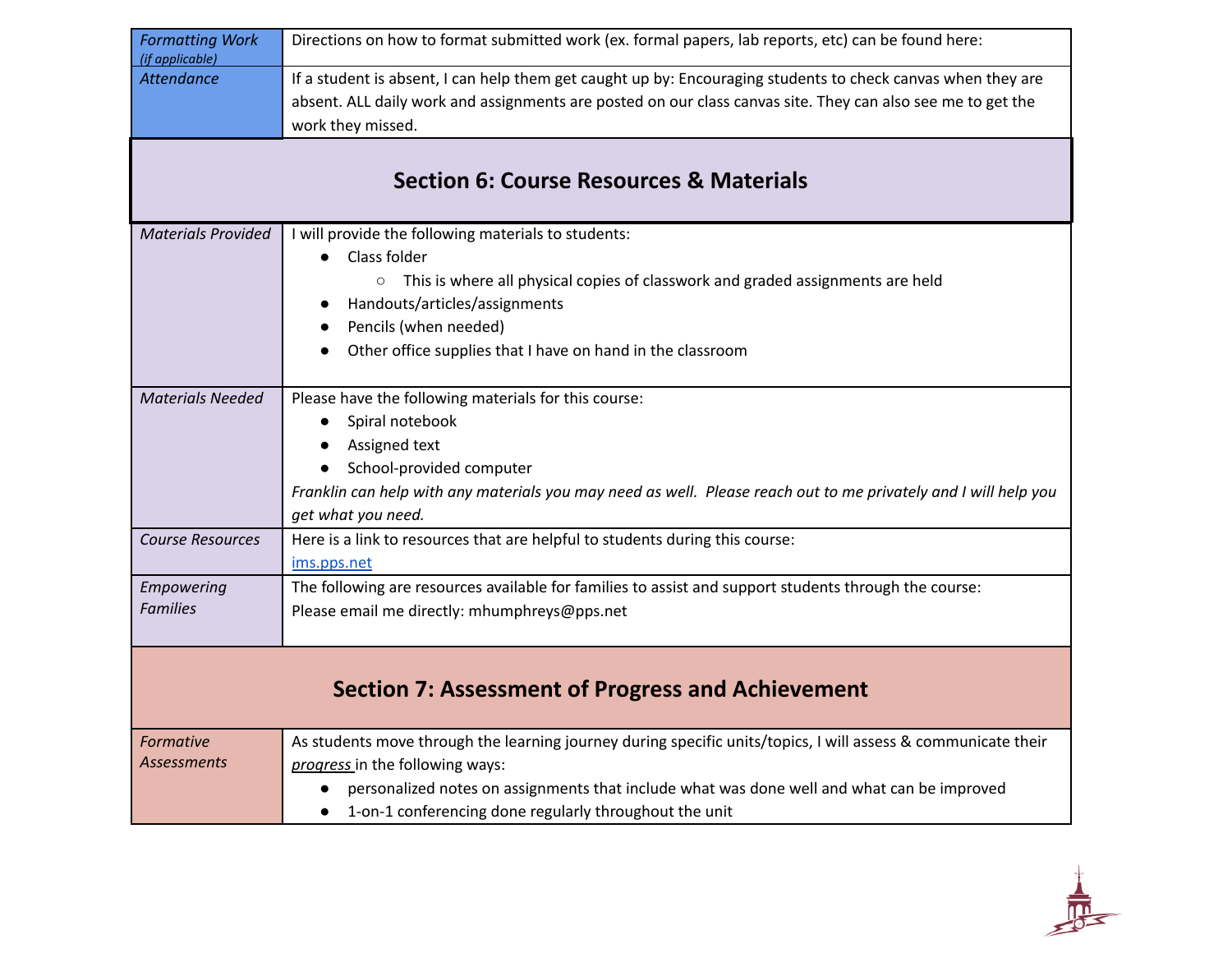| *Formatting Work* *(if applicable)* | Directions on how to format submitted work (ex. formal papers, lab reports, etc) can be found here: |
|---|---|
| *Attendance* | If a student is absent, I can help them get caught up by: Encouraging students to check canvas when they are absent. ALL daily work and assignments are posted on our class canvas site. They can also see me to get the work they missed. |

## Section 6: Course Resources & Materials

| | |
|---|---|
| *Materials Provided* | I will provide the following materials to students:<br>● Class folder<br>○ This is where all physical copies of classwork and graded assignments are held<br>● Handouts/articles/assignments<br>● Pencils (when needed)<br>● Other office supplies that I have on hand in the classroom |
| *Materials Needed* | Please have the following materials for this course:<br>● Spiral notebook<br>● Assigned text<br>● School-provided computer<br>*Franklin can help with any materials you may need as well. Please reach out to me privately and I will help you get what you need.* |
| *Course Resources* | Here is a link to resources that are helpful to students during this course:<br>ims.pps.net |
| *Empowering Families* | The following are resources available for families to assist and support students through the course:<br>Please email me directly: mhumphreys@pps.net |

## Section 7: Assessment of Progress and Achievement

| | |
|---|---|
| *Formative Assessments* | As students move through the learning journey during specific units/topics, I will assess & communicate their ***progress*** in the following ways:<br>● personalized notes on assignments that include what was done well and what can be improved<br>● 1-on-1 conferencing done regularly throughout the unit |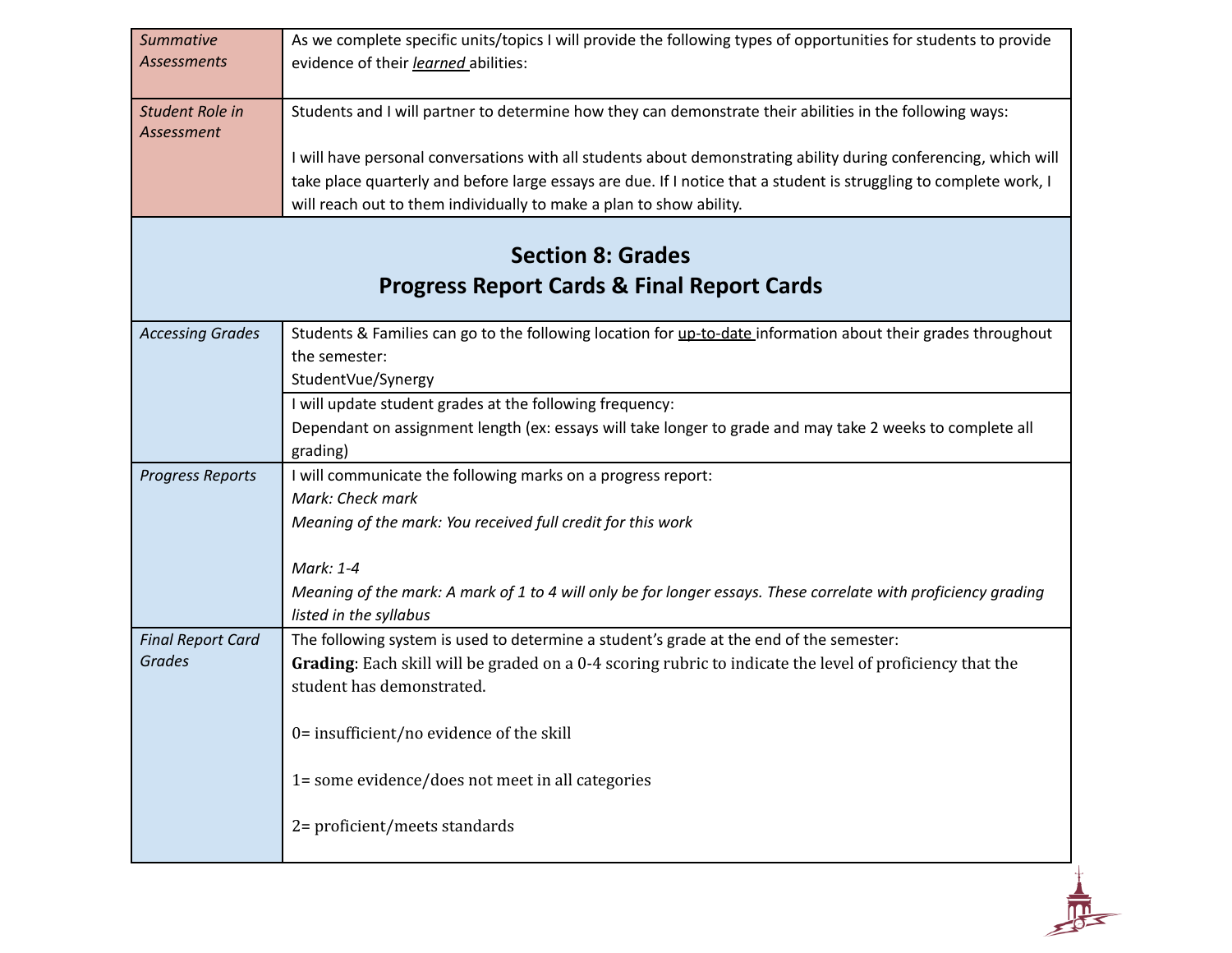| *Summative Assessments* | As we complete specific units/topics I will provide the following types of opportunities for students to provide evidence of their <u>*learned*</u> abilities: |
|---|---|
| *Student Role in Assessment* | Students and I will partner to determine how they can demonstrate their abilities in the following ways:<br><br>I will have personal conversations with all students about demonstrating ability during conferencing, which will take place quarterly and before large essays are due. If I notice that a student is struggling to complete work, I will reach out to them individually to make a plan to show ability. |

## Section 8: Grades
## Progress Report Cards & Final Report Cards

| *Accessing Grades* | Students & Families can go to the following location for <u>up-to-date</u> information about their grades throughout the semester:<br>StudentVue/Synergy |
|---|---|
| | I will update student grades at the following frequency:<br>Dependant on assignment length (ex: essays will take longer to grade and may take 2 weeks to complete all grading) |
| *Progress Reports* | I will communicate the following marks on a progress report:<br>*Mark: Check mark*<br>*Meaning of the mark: You received full credit for this work*<br><br>*Mark: 1-4*<br>*Meaning of the mark: A mark of 1 to 4 will only be for longer essays. These correlate with proficiency grading listed in the syllabus* |
| *Final Report Card Grades* | The following system is used to determine a student's grade at the end of the semester:<br>**Grading**: Each skill will be graded on a 0-4 scoring rubric to indicate the level of proficiency that the student has demonstrated.<br><br>0= insufficient/no evidence of the skill<br><br>1= some evidence/does not meet in all categories<br><br>2= proficient/meets standards |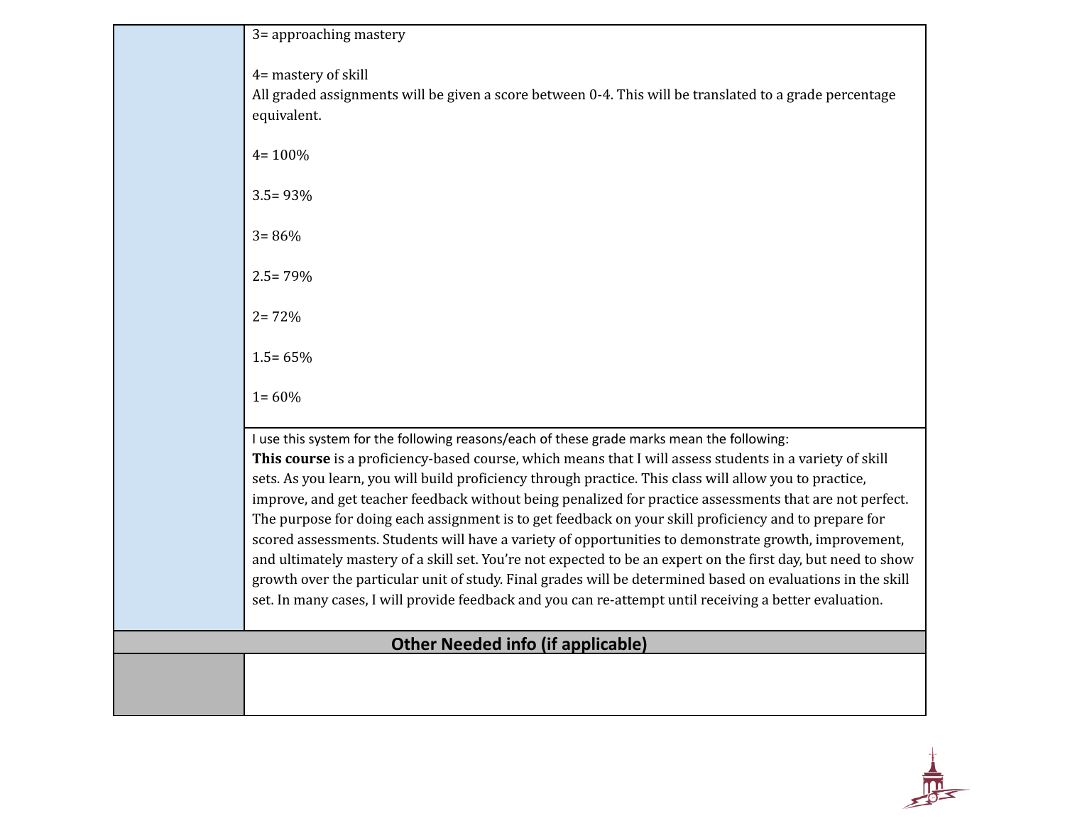| | |
|---|---|
| | 3= approaching mastery<br><br>4= mastery of skill<br>All graded assignments will be given a score between 0-4. This will be translated to a grade percentage equivalent.<br><br>4= 100%<br><br>3.5= 93%<br><br>3= 86%<br><br>2.5= 79%<br><br>2= 72%<br><br>1.5= 65%<br><br>1= 60% |
| | I use this system for the following reasons/each of these grade marks mean the following:<br>**This course** is a proficiency-based course, which means that I will assess students in a variety of skill sets. As you learn, you will build proficiency through practice. This class will allow you to practice, improve, and get teacher feedback without being penalized for practice assessments that are not perfect. The purpose for doing each assignment is to get feedback on your skill proficiency and to prepare for scored assessments. Students will have a variety of opportunities to demonstrate growth, improvement, and ultimately mastery of a skill set. You're not expected to be an expert on the first day, but need to show growth over the particular unit of study. Final grades will be determined based on evaluations in the skill set. In many cases, I will provide feedback and you can re-attempt until receiving a better evaluation. |
| **Other Needed info (if applicable)** | |
| | |